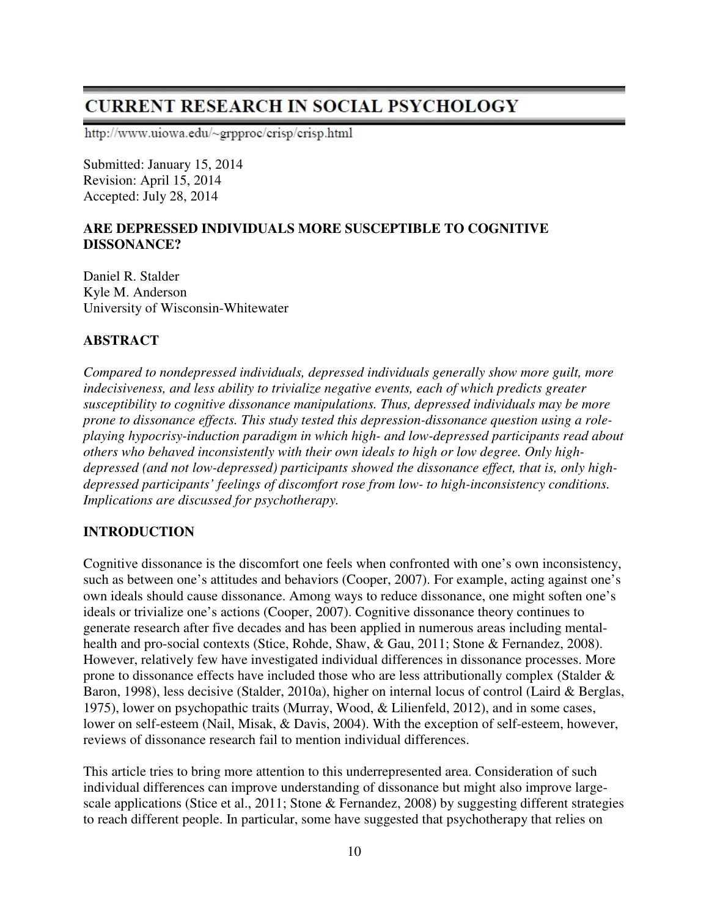# CURRENT RESEARCH IN SOCIAL PSYCHOLOGY

http://www.uiowa.edu/~grpproc/crisp/crisp.html

Submitted: January 15, 2014
Revision: April 15, 2014
Accepted: July 28, 2014

## ARE DEPRESSED INDIVIDUALS MORE SUSCEPTIBLE TO COGNITIVE DISSONANCE?

Daniel R. Stalder
Kyle M. Anderson
University of Wisconsin-Whitewater

## ABSTRACT

*Compared to nondepressed individuals, depressed individuals generally show more guilt, more indecisiveness, and less ability to trivialize negative events, each of which predicts greater susceptibility to cognitive dissonance manipulations. Thus, depressed individuals may be more prone to dissonance effects. This study tested this depression-dissonance question using a role-playing hypocrisy-induction paradigm in which high- and low-depressed participants read about others who behaved inconsistently with their own ideals to high or low degree. Only high-depressed (and not low-depressed) participants showed the dissonance effect, that is, only high-depressed participants' feelings of discomfort rose from low- to high-inconsistency conditions. Implications are discussed for psychotherapy.*

## INTRODUCTION

Cognitive dissonance is the discomfort one feels when confronted with one's own inconsistency, such as between one's attitudes and behaviors (Cooper, 2007). For example, acting against one's own ideals should cause dissonance. Among ways to reduce dissonance, one might soften one's ideals or trivialize one's actions (Cooper, 2007). Cognitive dissonance theory continues to generate research after five decades and has been applied in numerous areas including mental-health and pro-social contexts (Stice, Rohde, Shaw, & Gau, 2011; Stone & Fernandez, 2008). However, relatively few have investigated individual differences in dissonance processes. More prone to dissonance effects have included those who are less attributionally complex (Stalder & Baron, 1998), less decisive (Stalder, 2010a), higher on internal locus of control (Laird & Berglas, 1975), lower on psychopathic traits (Murray, Wood, & Lilienfeld, 2012), and in some cases, lower on self-esteem (Nail, Misak, & Davis, 2004). With the exception of self-esteem, however, reviews of dissonance research fail to mention individual differences.

This article tries to bring more attention to this underrepresented area. Consideration of such individual differences can improve understanding of dissonance but might also improve large-scale applications (Stice et al., 2011; Stone & Fernandez, 2008) by suggesting different strategies to reach different people. In particular, some have suggested that psychotherapy that relies on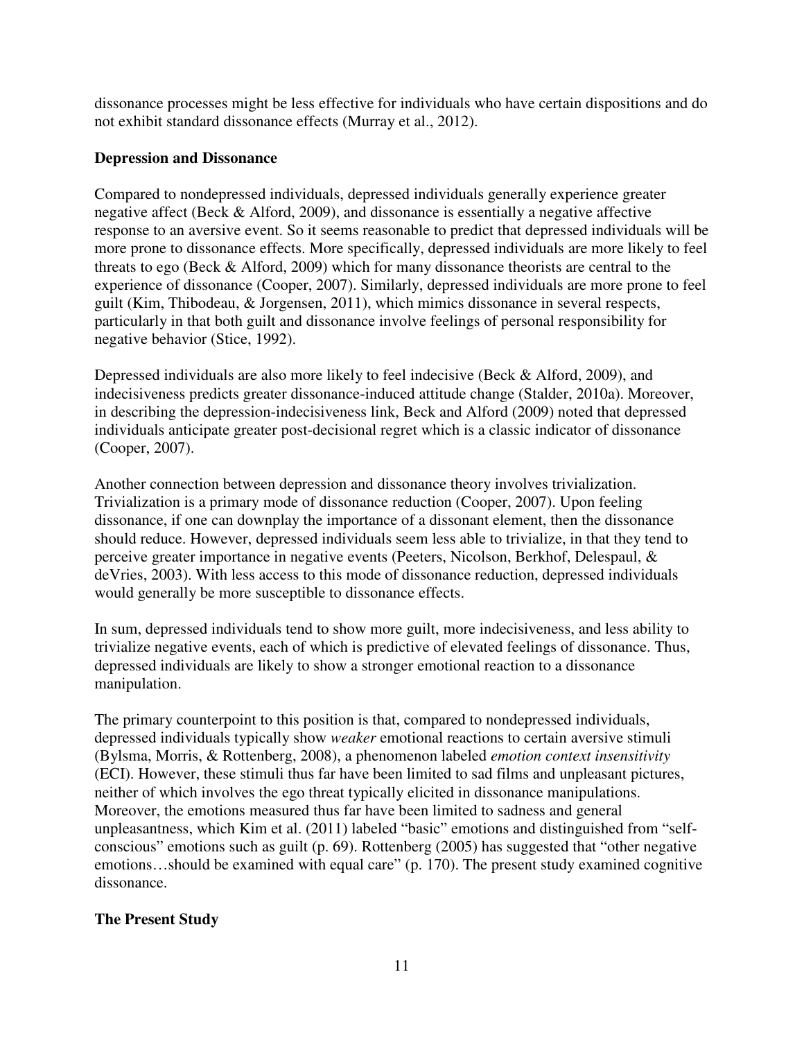dissonance processes might be less effective for individuals who have certain dispositions and do not exhibit standard dissonance effects (Murray et al., 2012).

## Depression and Dissonance

Compared to nondepressed individuals, depressed individuals generally experience greater negative affect (Beck & Alford, 2009), and dissonance is essentially a negative affective response to an aversive event. So it seems reasonable to predict that depressed individuals will be more prone to dissonance effects. More specifically, depressed individuals are more likely to feel threats to ego (Beck & Alford, 2009) which for many dissonance theorists are central to the experience of dissonance (Cooper, 2007). Similarly, depressed individuals are more prone to feel guilt (Kim, Thibodeau, & Jorgensen, 2011), which mimics dissonance in several respects, particularly in that both guilt and dissonance involve feelings of personal responsibility for negative behavior (Stice, 1992).

Depressed individuals are also more likely to feel indecisive (Beck & Alford, 2009), and indecisiveness predicts greater dissonance-induced attitude change (Stalder, 2010a). Moreover, in describing the depression-indecisiveness link, Beck and Alford (2009) noted that depressed individuals anticipate greater post-decisional regret which is a classic indicator of dissonance (Cooper, 2007).

Another connection between depression and dissonance theory involves trivialization. Trivialization is a primary mode of dissonance reduction (Cooper, 2007). Upon feeling dissonance, if one can downplay the importance of a dissonant element, then the dissonance should reduce. However, depressed individuals seem less able to trivialize, in that they tend to perceive greater importance in negative events (Peeters, Nicolson, Berkhof, Delespaul, & deVries, 2003). With less access to this mode of dissonance reduction, depressed individuals would generally be more susceptible to dissonance effects.

In sum, depressed individuals tend to show more guilt, more indecisiveness, and less ability to trivialize negative events, each of which is predictive of elevated feelings of dissonance. Thus, depressed individuals are likely to show a stronger emotional reaction to a dissonance manipulation.

The primary counterpoint to this position is that, compared to nondepressed individuals, depressed individuals typically show *weaker* emotional reactions to certain aversive stimuli (Bylsma, Morris, & Rottenberg, 2008), a phenomenon labeled *emotion context insensitivity* (ECI). However, these stimuli thus far have been limited to sad films and unpleasant pictures, neither of which involves the ego threat typically elicited in dissonance manipulations. Moreover, the emotions measured thus far have been limited to sadness and general unpleasantness, which Kim et al. (2011) labeled "basic" emotions and distinguished from "self-conscious" emotions such as guilt (p. 69). Rottenberg (2005) has suggested that "other negative emotions…should be examined with equal care" (p. 170). The present study examined cognitive dissonance.

## The Present Study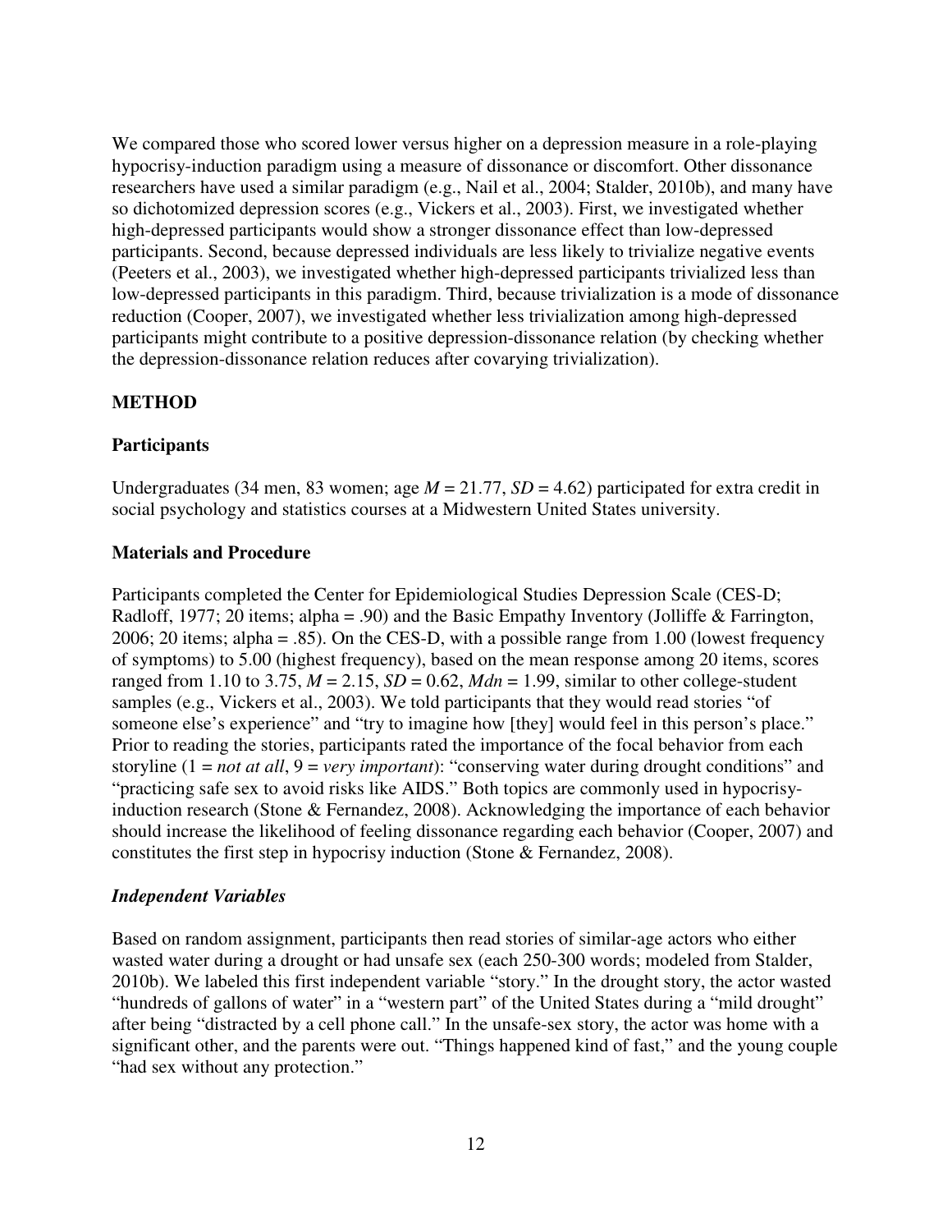We compared those who scored lower versus higher on a depression measure in a role-playing hypocrisy-induction paradigm using a measure of dissonance or discomfort. Other dissonance researchers have used a similar paradigm (e.g., Nail et al., 2004; Stalder, 2010b), and many have so dichotomized depression scores (e.g., Vickers et al., 2003). First, we investigated whether high-depressed participants would show a stronger dissonance effect than low-depressed participants. Second, because depressed individuals are less likely to trivialize negative events (Peeters et al., 2003), we investigated whether high-depressed participants trivialized less than low-depressed participants in this paradigm. Third, because trivialization is a mode of dissonance reduction (Cooper, 2007), we investigated whether less trivialization among high-depressed participants might contribute to a positive depression-dissonance relation (by checking whether the depression-dissonance relation reduces after covarying trivialization).

## METHOD

### Participants

Undergraduates (34 men, 83 women; age $M = 21.77$, $SD = 4.62$) participated for extra credit in social psychology and statistics courses at a Midwestern United States university.

### Materials and Procedure

Participants completed the Center for Epidemiological Studies Depression Scale (CES-D; Radloff, 1977; 20 items; alpha = .90) and the Basic Empathy Inventory (Jolliffe & Farrington, 2006; 20 items; alpha = .85). On the CES-D, with a possible range from 1.00 (lowest frequency of symptoms) to 5.00 (highest frequency), based on the mean response among 20 items, scores ranged from 1.10 to 3.75, $M = 2.15$, $SD = 0.62$, $Mdn = 1.99$, similar to other college-student samples (e.g., Vickers et al., 2003). We told participants that they would read stories "of someone else's experience" and "try to imagine how [they] would feel in this person's place." Prior to reading the stories, participants rated the importance of the focal behavior from each storyline (1 = *not at all*, 9 = *very important*): "conserving water during drought conditions" and "practicing safe sex to avoid risks like AIDS." Both topics are commonly used in hypocrisy-induction research (Stone & Fernandez, 2008). Acknowledging the importance of each behavior should increase the likelihood of feeling dissonance regarding each behavior (Cooper, 2007) and constitutes the first step in hypocrisy induction (Stone & Fernandez, 2008).

### *Independent Variables*

Based on random assignment, participants then read stories of similar-age actors who either wasted water during a drought or had unsafe sex (each 250-300 words; modeled from Stalder, 2010b). We labeled this first independent variable "story." In the drought story, the actor wasted "hundreds of gallons of water" in a "western part" of the United States during a "mild drought" after being "distracted by a cell phone call." In the unsafe-sex story, the actor was home with a significant other, and the parents were out. "Things happened kind of fast," and the young couple "had sex without any protection."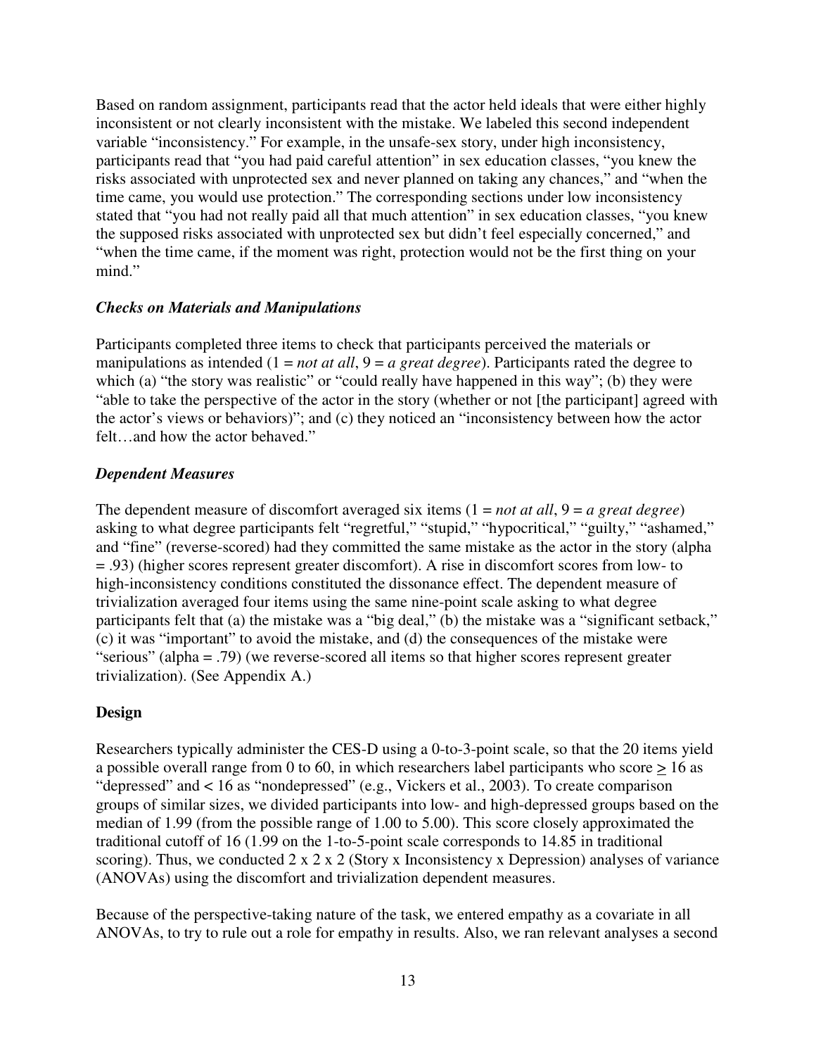Based on random assignment, participants read that the actor held ideals that were either highly inconsistent or not clearly inconsistent with the mistake. We labeled this second independent variable "inconsistency." For example, in the unsafe-sex story, under high inconsistency, participants read that "you had paid careful attention" in sex education classes, "you knew the risks associated with unprotected sex and never planned on taking any chances," and "when the time came, you would use protection." The corresponding sections under low inconsistency stated that "you had not really paid all that much attention" in sex education classes, "you knew the supposed risks associated with unprotected sex but didn't feel especially concerned," and "when the time came, if the moment was right, protection would not be the first thing on your mind."

### *Checks on Materials and Manipulations*

Participants completed three items to check that participants perceived the materials or manipulations as intended (1 = *not at all*, 9 = *a great degree*). Participants rated the degree to which (a) "the story was realistic" or "could really have happened in this way"; (b) they were "able to take the perspective of the actor in the story (whether or not [the participant] agreed with the actor's views or behaviors)"; and (c) they noticed an "inconsistency between how the actor felt…and how the actor behaved."

### *Dependent Measures*

The dependent measure of discomfort averaged six items (1 = *not at all*, 9 = *a great degree*) asking to what degree participants felt "regretful," "stupid," "hypocritical," "guilty," "ashamed," and "fine" (reverse-scored) had they committed the same mistake as the actor in the story (alpha = .93) (higher scores represent greater discomfort). A rise in discomfort scores from low- to high-inconsistency conditions constituted the dissonance effect. The dependent measure of trivialization averaged four items using the same nine-point scale asking to what degree participants felt that (a) the mistake was a "big deal," (b) the mistake was a "significant setback," (c) it was "important" to avoid the mistake, and (d) the consequences of the mistake were "serious" (alpha = .79) (we reverse-scored all items so that higher scores represent greater trivialization). (See Appendix A.)

## **Design**

Researchers typically administer the CES-D using a 0-to-3-point scale, so that the 20 items yield a possible overall range from 0 to 60, in which researchers label participants who score $\geq$ 16 as "depressed" and < 16 as "nondepressed" (e.g., Vickers et al., 2003). To create comparison groups of similar sizes, we divided participants into low- and high-depressed groups based on the median of 1.99 (from the possible range of 1.00 to 5.00). This score closely approximated the traditional cutoff of 16 (1.99 on the 1-to-5-point scale corresponds to 14.85 in traditional scoring). Thus, we conducted 2 x 2 x 2 (Story x Inconsistency x Depression) analyses of variance (ANOVAs) using the discomfort and trivialization dependent measures.

Because of the perspective-taking nature of the task, we entered empathy as a covariate in all ANOVAs, to try to rule out a role for empathy in results. Also, we ran relevant analyses a second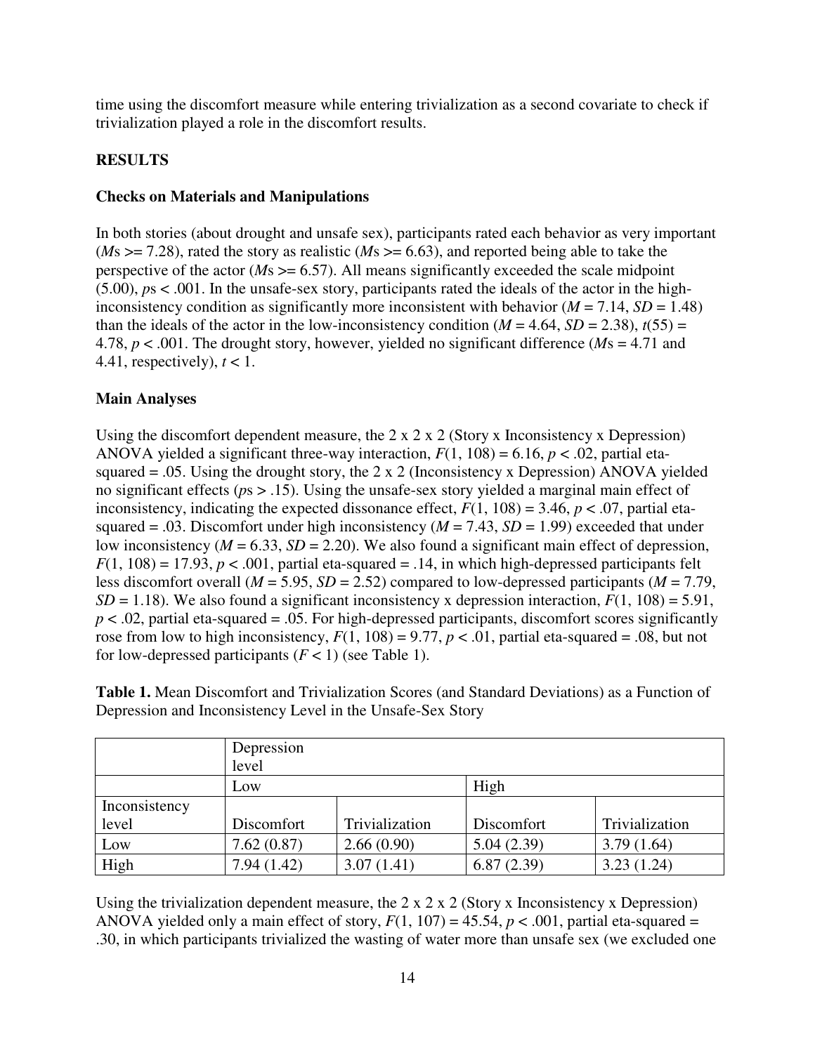time using the discomfort measure while entering trivialization as a second covariate to check if trivialization played a role in the discomfort results.

## RESULTS

### Checks on Materials and Manipulations

In both stories (about drought and unsafe sex), participants rated each behavior as very important (*M*s >= 7.28), rated the story as realistic (*M*s >= 6.63), and reported being able to take the perspective of the actor (*M*s >= 6.57). All means significantly exceeded the scale midpoint (5.00), $ps < .001$. In the unsafe-sex story, participants rated the ideals of the actor in the high-inconsistency condition as significantly more inconsistent with behavior ($M = 7.14$, $SD = 1.48$) than the ideals of the actor in the low-inconsistency condition ($M = 4.64$, $SD = 2.38$), $t(55) = 4.78$, $p < .001$. The drought story, however, yielded no significant difference (*M*s = 4.71 and 4.41, respectively), $t < 1$.

### Main Analyses

Using the discomfort dependent measure, the 2 x 2 x 2 (Story x Inconsistency x Depression) ANOVA yielded a significant three-way interaction, $F(1, 108) = 6.16$, $p < .02$, partial eta-squared = .05. Using the drought story, the 2 x 2 (Inconsistency x Depression) ANOVA yielded no significant effects ($ps > .15$). Using the unsafe-sex story yielded a marginal main effect of inconsistency, indicating the expected dissonance effect, $F(1, 108) = 3.46$, $p < .07$, partial eta-squared = .03. Discomfort under high inconsistency ($M = 7.43$, $SD = 1.99$) exceeded that under low inconsistency ($M = 6.33$, $SD = 2.20$). We also found a significant main effect of depression, $F(1, 108) = 17.93$, $p < .001$, partial eta-squared = .14, in which high-depressed participants felt less discomfort overall ($M = 5.95$, $SD = 2.52$) compared to low-depressed participants ($M = 7.79$, $SD = 1.18$). We also found a significant inconsistency x depression interaction, $F(1, 108) = 5.91$, $p < .02$, partial eta-squared = .05. For high-depressed participants, discomfort scores significantly rose from low to high inconsistency, $F(1, 108) = 9.77$, $p < .01$, partial eta-squared = .08, but not for low-depressed participants ($F < 1$) (see Table 1).

**Table 1.** Mean Discomfort and Trivialization Scores (and Standard Deviations) as a Function of Depression and Inconsistency Level in the Unsafe-Sex Story

| | Depression level | | | |
|---|---|---|---|---|
| | Low | | High | |
| Inconsistency level | Discomfort | Trivialization | Discomfort | Trivialization |
| Low | 7.62 (0.87) | 2.66 (0.90) | 5.04 (2.39) | 3.79 (1.64) |
| High | 7.94 (1.42) | 3.07 (1.41) | 6.87 (2.39) | 3.23 (1.24) |

Using the trivialization dependent measure, the 2 x 2 x 2 (Story x Inconsistency x Depression) ANOVA yielded only a main effect of story, $F(1, 107) = 45.54$, $p < .001$, partial eta-squared = .30, in which participants trivialized the wasting of water more than unsafe sex (we excluded one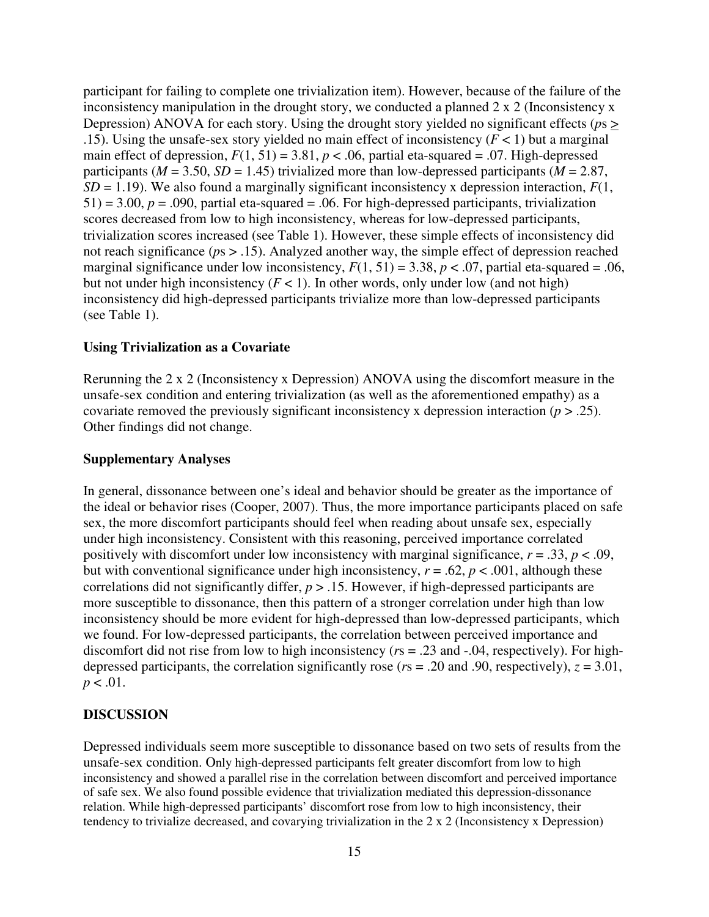participant for failing to complete one trivialization item). However, because of the failure of the inconsistency manipulation in the drought story, we conducted a planned 2 x 2 (Inconsistency x Depression) ANOVA for each story. Using the drought story yielded no significant effects (*p*s $\geq$ .15). Using the unsafe-sex story yielded no main effect of inconsistency ($F < 1$) but a marginal main effect of depression, $F(1, 51) = 3.81$, $p < .06$, partial eta-squared = .07. High-depressed participants ($M = 3.50$, $SD = 1.45$) trivialized more than low-depressed participants ($M = 2.87$, $SD = 1.19$). We also found a marginally significant inconsistency x depression interaction, $F(1, 51) = 3.00$, $p = .090$, partial eta-squared = .06. For high-depressed participants, trivialization scores decreased from low to high inconsistency, whereas for low-depressed participants, trivialization scores increased (see Table 1). However, these simple effects of inconsistency did not reach significance (*p*s > .15). Analyzed another way, the simple effect of depression reached marginal significance under low inconsistency, $F(1, 51) = 3.38$, $p < .07$, partial eta-squared = .06, but not under high inconsistency ($F < 1$). In other words, only under low (and not high) inconsistency did high-depressed participants trivialize more than low-depressed participants (see Table 1).

### Using Trivialization as a Covariate

Rerunning the 2 x 2 (Inconsistency x Depression) ANOVA using the discomfort measure in the unsafe-sex condition and entering trivialization (as well as the aforementioned empathy) as a covariate removed the previously significant inconsistency x depression interaction ($p > .25$). Other findings did not change.

### Supplementary Analyses

In general, dissonance between one's ideal and behavior should be greater as the importance of the ideal or behavior rises (Cooper, 2007). Thus, the more importance participants placed on safe sex, the more discomfort participants should feel when reading about unsafe sex, especially under high inconsistency. Consistent with this reasoning, perceived importance correlated positively with discomfort under low inconsistency with marginal significance, $r = .33$, $p < .09$, but with conventional significance under high inconsistency, $r = .62$, $p < .001$, although these correlations did not significantly differ, $p > .15$. However, if high-depressed participants are more susceptible to dissonance, then this pattern of a stronger correlation under high than low inconsistency should be more evident for high-depressed than low-depressed participants, which we found. For low-depressed participants, the correlation between perceived importance and discomfort did not rise from low to high inconsistency (*r*s = .23 and -.04, respectively). For high-depressed participants, the correlation significantly rose (*r*s = .20 and .90, respectively), $z = 3.01$, $p < .01$.

## DISCUSSION

Depressed individuals seem more susceptible to dissonance based on two sets of results from the unsafe-sex condition. Only high-depressed participants felt greater discomfort from low to high inconsistency and showed a parallel rise in the correlation between discomfort and perceived importance of safe sex. We also found possible evidence that trivialization mediated this depression-dissonance relation. While high-depressed participants' discomfort rose from low to high inconsistency, their tendency to trivialize decreased, and covarying trivialization in the 2 x 2 (Inconsistency x Depression)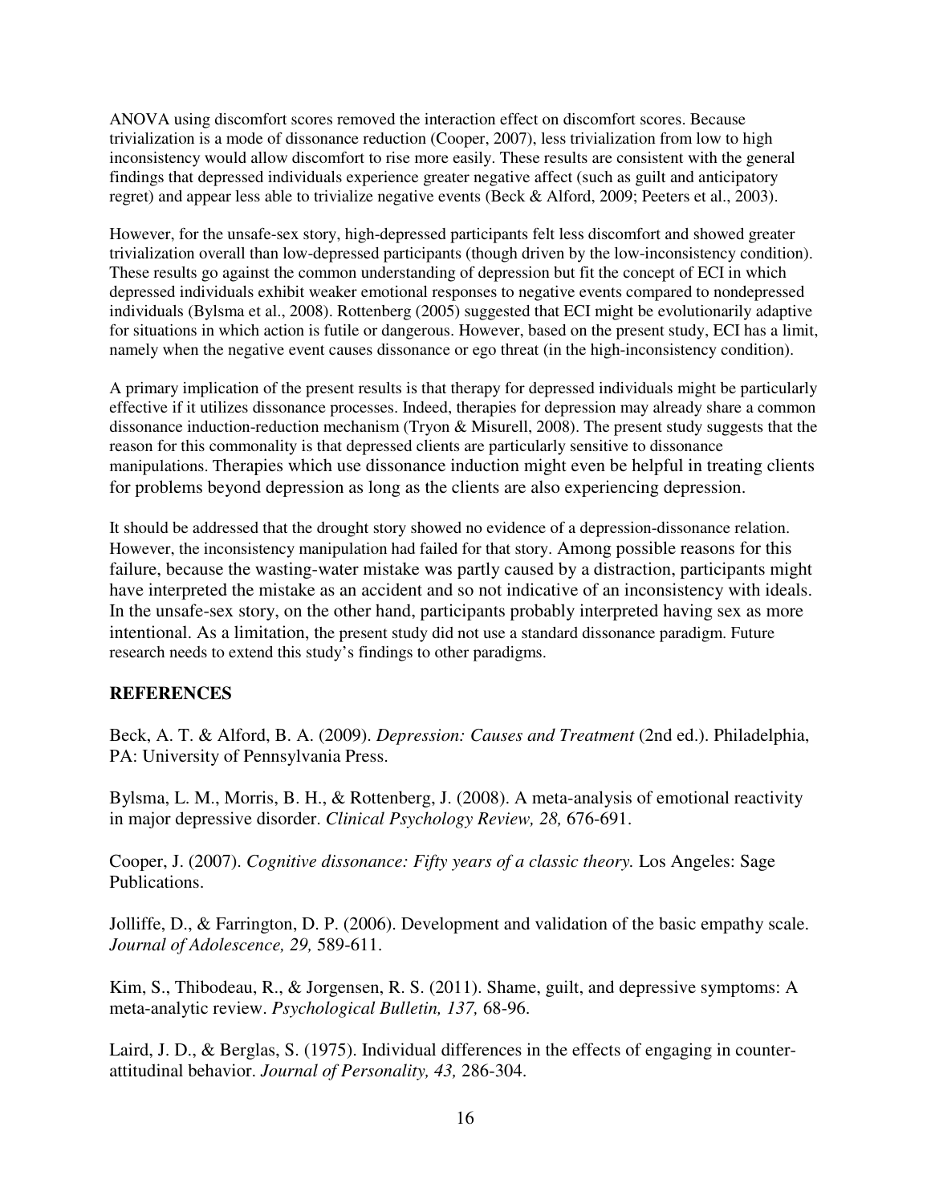ANOVA using discomfort scores removed the interaction effect on discomfort scores. Because trivialization is a mode of dissonance reduction (Cooper, 2007), less trivialization from low to high inconsistency would allow discomfort to rise more easily. These results are consistent with the general findings that depressed individuals experience greater negative affect (such as guilt and anticipatory regret) and appear less able to trivialize negative events (Beck & Alford, 2009; Peeters et al., 2003).

However, for the unsafe-sex story, high-depressed participants felt less discomfort and showed greater trivialization overall than low-depressed participants (though driven by the low-inconsistency condition). These results go against the common understanding of depression but fit the concept of ECI in which depressed individuals exhibit weaker emotional responses to negative events compared to nondepressed individuals (Bylsma et al., 2008). Rottenberg (2005) suggested that ECI might be evolutionarily adaptive for situations in which action is futile or dangerous. However, based on the present study, ECI has a limit, namely when the negative event causes dissonance or ego threat (in the high-inconsistency condition).

A primary implication of the present results is that therapy for depressed individuals might be particularly effective if it utilizes dissonance processes. Indeed, therapies for depression may already share a common dissonance induction-reduction mechanism (Tryon & Misurell, 2008). The present study suggests that the reason for this commonality is that depressed clients are particularly sensitive to dissonance manipulations. Therapies which use dissonance induction might even be helpful in treating clients for problems beyond depression as long as the clients are also experiencing depression.

It should be addressed that the drought story showed no evidence of a depression-dissonance relation. However, the inconsistency manipulation had failed for that story. Among possible reasons for this failure, because the wasting-water mistake was partly caused by a distraction, participants might have interpreted the mistake as an accident and so not indicative of an inconsistency with ideals. In the unsafe-sex story, on the other hand, participants probably interpreted having sex as more intentional. As a limitation, the present study did not use a standard dissonance paradigm. Future research needs to extend this study's findings to other paradigms.

## REFERENCES

Beck, A. T. & Alford, B. A. (2009). *Depression: Causes and Treatment* (2nd ed.). Philadelphia, PA: University of Pennsylvania Press.

Bylsma, L. M., Morris, B. H., & Rottenberg, J. (2008). A meta-analysis of emotional reactivity in major depressive disorder. *Clinical Psychology Review, 28,* 676-691.

Cooper, J. (2007). *Cognitive dissonance: Fifty years of a classic theory.* Los Angeles: Sage Publications.

Jolliffe, D., & Farrington, D. P. (2006). Development and validation of the basic empathy scale. *Journal of Adolescence, 29,* 589-611.

Kim, S., Thibodeau, R., & Jorgensen, R. S. (2011). Shame, guilt, and depressive symptoms: A meta-analytic review. *Psychological Bulletin, 137,* 68-96.

Laird, J. D., & Berglas, S. (1975). Individual differences in the effects of engaging in counter-attitudinal behavior. *Journal of Personality, 43,* 286-304.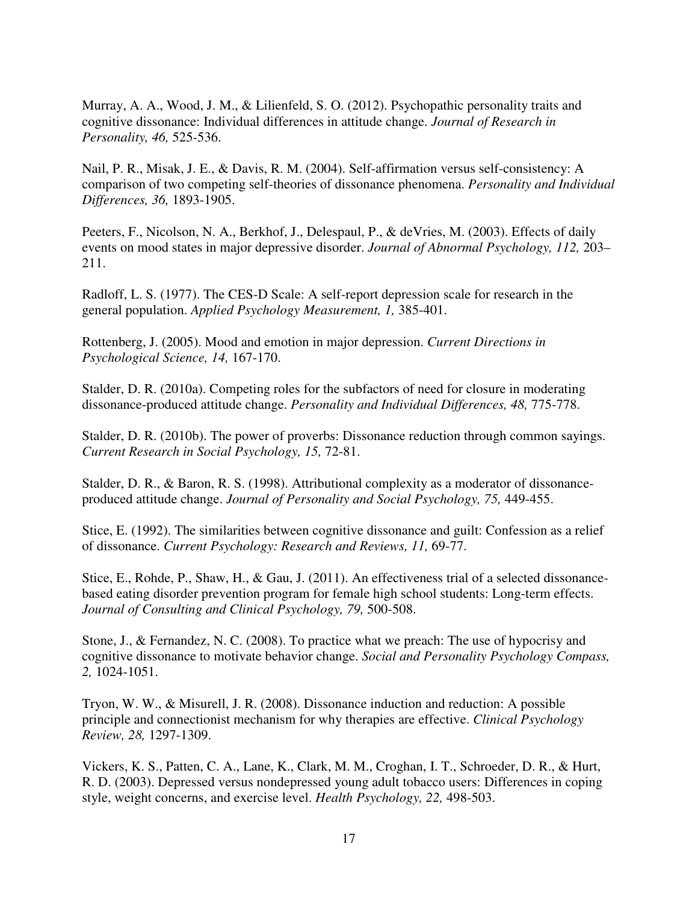Murray, A. A., Wood, J. M., & Lilienfeld, S. O. (2012). Psychopathic personality traits and cognitive dissonance: Individual differences in attitude change. *Journal of Research in Personality, 46,* 525-536.

Nail, P. R., Misak, J. E., & Davis, R. M. (2004). Self-affirmation versus self-consistency: A comparison of two competing self-theories of dissonance phenomena. *Personality and Individual Differences, 36,* 1893-1905.

Peeters, F., Nicolson, N. A., Berkhof, J., Delespaul, P., & deVries, M. (2003). Effects of daily events on mood states in major depressive disorder. *Journal of Abnormal Psychology, 112,* 203–211.

Radloff, L. S. (1977). The CES-D Scale: A self-report depression scale for research in the general population. *Applied Psychology Measurement, 1,* 385-401.

Rottenberg, J. (2005). Mood and emotion in major depression. *Current Directions in Psychological Science, 14,* 167-170.

Stalder, D. R. (2010a). Competing roles for the subfactors of need for closure in moderating dissonance-produced attitude change. *Personality and Individual Differences, 48,* 775-778.

Stalder, D. R. (2010b). The power of proverbs: Dissonance reduction through common sayings. *Current Research in Social Psychology, 15,* 72-81.

Stalder, D. R., & Baron, R. S. (1998). Attributional complexity as a moderator of dissonance-produced attitude change. *Journal of Personality and Social Psychology, 75,* 449-455.

Stice, E. (1992). The similarities between cognitive dissonance and guilt: Confession as a relief of dissonance. *Current Psychology: Research and Reviews, 11,* 69-77.

Stice, E., Rohde, P., Shaw, H., & Gau, J. (2011). An effectiveness trial of a selected dissonance-based eating disorder prevention program for female high school students: Long-term effects. *Journal of Consulting and Clinical Psychology, 79,* 500-508.

Stone, J., & Fernandez, N. C. (2008). To practice what we preach: The use of hypocrisy and cognitive dissonance to motivate behavior change. *Social and Personality Psychology Compass, 2,* 1024-1051.

Tryon, W. W., & Misurell, J. R. (2008). Dissonance induction and reduction: A possible principle and connectionist mechanism for why therapies are effective. *Clinical Psychology Review, 28,* 1297-1309.

Vickers, K. S., Patten, C. A., Lane, K., Clark, M. M., Croghan, I. T., Schroeder, D. R., & Hurt, R. D. (2003). Depressed versus nondepressed young adult tobacco users: Differences in coping style, weight concerns, and exercise level. *Health Psychology, 22,* 498-503.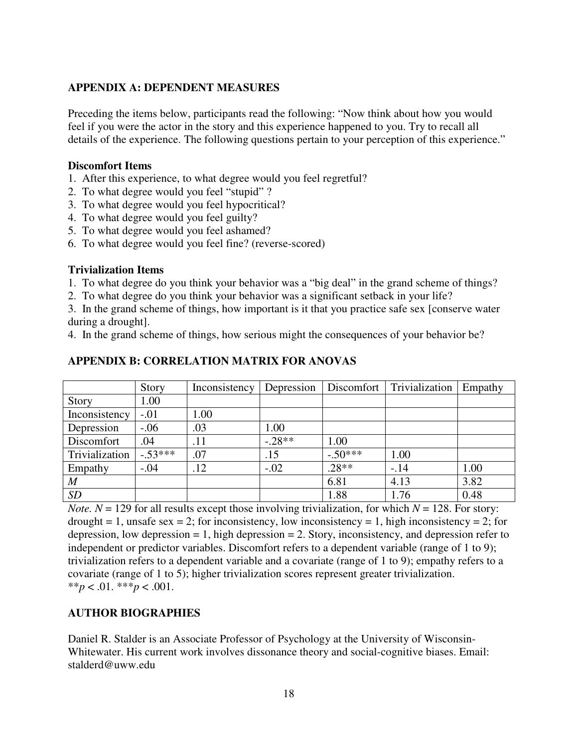## APPENDIX A: DEPENDENT MEASURES

Preceding the items below, participants read the following: "Now think about how you would feel if you were the actor in the story and this experience happened to you. Try to recall all details of the experience. The following questions pertain to your perception of this experience."

### Discomfort Items

1. After this experience, to what degree would you feel regretful?
2. To what degree would you feel "stupid" ?
3. To what degree would you feel hypocritical?
4. To what degree would you feel guilty?
5. To what degree would you feel ashamed?
6. To what degree would you feel fine? (reverse-scored)

### Trivialization Items

1. To what degree do you think your behavior was a "big deal" in the grand scheme of things?
2. To what degree do you think your behavior was a significant setback in your life?
3. In the grand scheme of things, how important is it that you practice safe sex [conserve water during a drought].
4. In the grand scheme of things, how serious might the consequences of your behavior be?

## APPENDIX B: CORRELATION MATRIX FOR ANOVAS

| | Story | Inconsistency | Depression | Discomfort | Trivialization | Empathy |
|---|---|---|---|---|---|---|
| Story | 1.00 | | | | | |
| Inconsistency | -.01 | 1.00 | | | | |
| Depression | -.06 | .03 | 1.00 | | | |
| Discomfort | .04 | .11 | -.28** | 1.00 | | |
| Trivialization | -.53*** | .07 | .15 | -.50*** | 1.00 | |
| Empathy | -.04 | .12 | -.02 | .28** | -.14 | 1.00 |
| *M* | | | | 6.81 | 4.13 | 3.82 |
| *SD* | | | | 1.88 | 1.76 | 0.48 |

*Note.* $N = 129$ for all results except those involving trivialization, for which $N = 128$. For story: drought = 1, unsafe sex = 2; for inconsistency, low inconsistency = 1, high inconsistency = 2; for depression, low depression = 1, high depression = 2. Story, inconsistency, and depression refer to independent or predictor variables. Discomfort refers to a dependent variable (range of 1 to 9); trivialization refers to a dependent variable and a covariate (range of 1 to 9); empathy refers to a covariate (range of 1 to 5); higher trivialization scores represent greater trivialization.
**$p < .01$. ***$p < .001$.

## AUTHOR BIOGRAPHIES

Daniel R. Stalder is an Associate Professor of Psychology at the University of Wisconsin-Whitewater. His current work involves dissonance theory and social-cognitive biases. Email: stalderd@uww.edu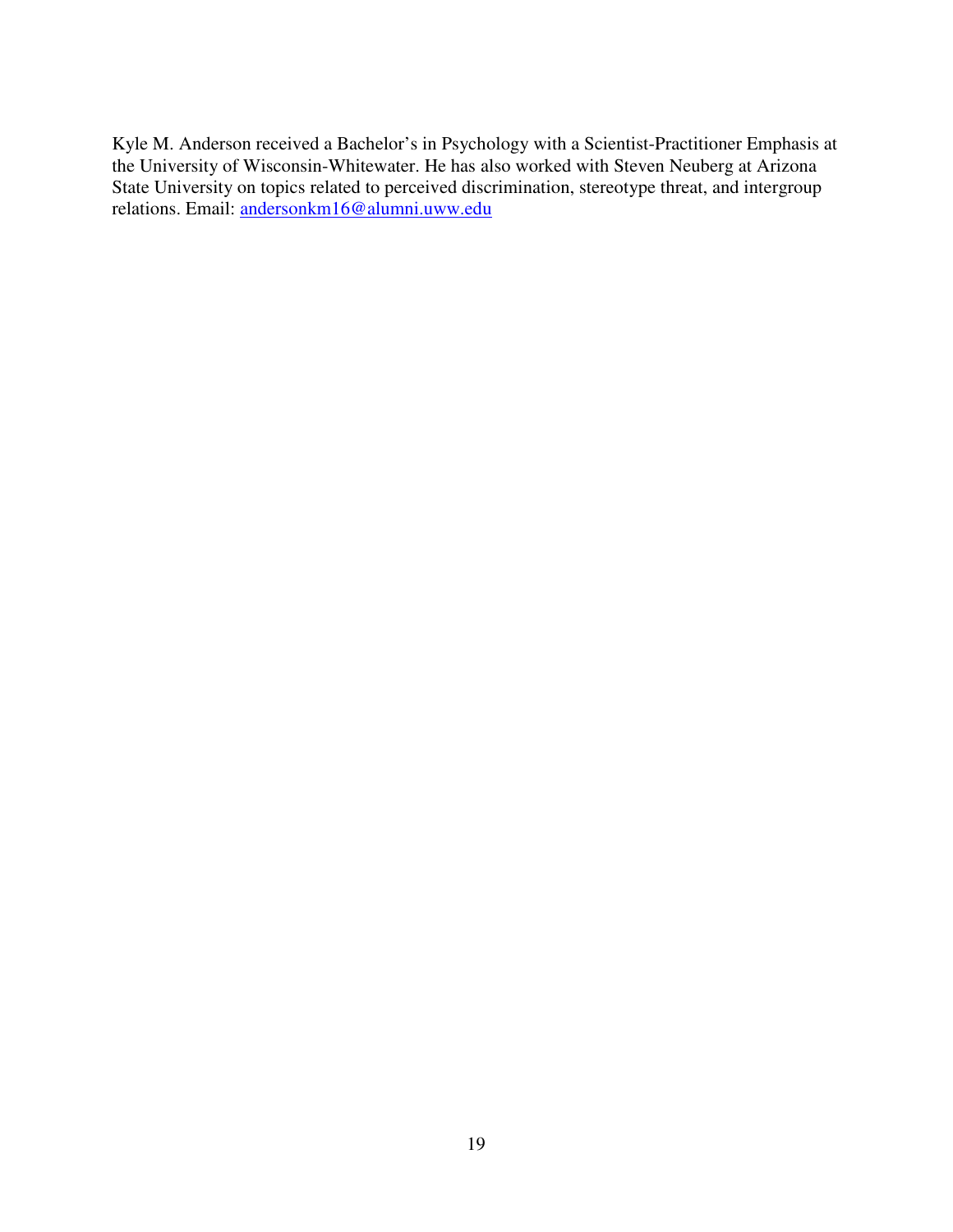Kyle M. Anderson received a Bachelor's in Psychology with a Scientist-Practitioner Emphasis at the University of Wisconsin-Whitewater. He has also worked with Steven Neuberg at Arizona State University on topics related to perceived discrimination, stereotype threat, and intergroup relations. Email: andersonkm16@alumni.uww.edu